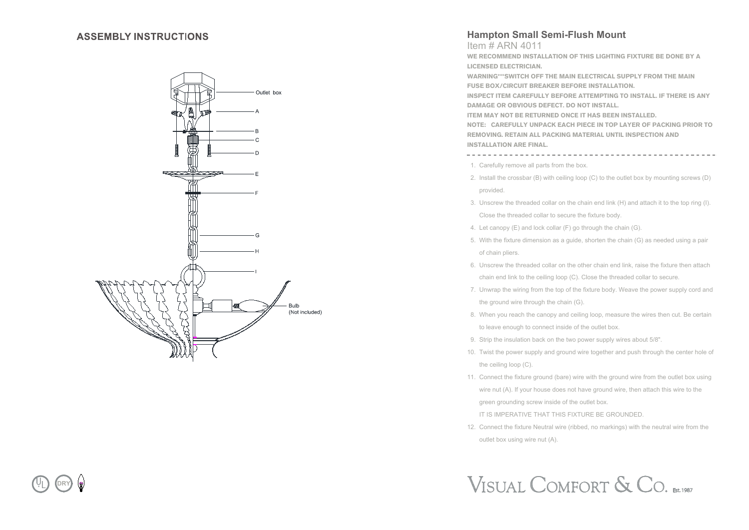# ASSEMBLY INSTRUCTIONS

Outlet box

A

B

C

D

E

F

G

H

I

Bulb
(Not included)

## Hampton Small Semi-Flush Mount

Item # ARN 4011

**WE RECOMMEND INSTALLATION OF THIS LIGHTING FIXTURE BE DONE BY A LICENSED ELECTRICIAN.**

**WARNING***SWITCH OFF THE MAIN ELECTRICAL SUPPLY FROM THE MAIN FUSE BOX/CIRCUIT BREAKER BEFORE INSTALLATION.**

**INSPECT ITEM CAREFULLY BEFORE ATTEMPTING TO INSTALL. IF THERE IS ANY DAMAGE OR OBVIOUS DEFECT. DO NOT INSTALL.**

**ITEM MAY NOT BE RETURNED ONCE IT HAS BEEN INSTALLED.**

**NOTE: CAREFULLY UNPACK EACH PIECE IN TOP LAYER OF PACKING PRIOR TO REMOVING. RETAIN ALL PACKING MATERIAL UNTIL INSPECTION AND INSTALLATION ARE FINAL.**

---

1. Carefully remove all parts from the box.
2. Install the crossbar (B) with ceiling loop (C) to the outlet box by mounting screws (D) provided.
3. Unscrew the threaded collar on the chain end link (H) and attach it to the top ring (I). Close the threaded collar to secure the fixture body.
4. Let canopy (E) and lock collar (F) go through the chain (G).
5. With the fixture dimension as a guide, shorten the chain (G) as needed using a pair of chain pliers.
6. Unscrew the threaded collar on the other chain end link, raise the fixture then attach chain end link to the ceiling loop (C). Close the threaded collar to secure.
7. Unwrap the wiring from the top of the fixture body. Weave the power supply cord and the ground wire through the chain (G).
8. When you reach the canopy and ceiling loop, measure the wires then cut. Be certain to leave enough to connect inside of the outlet box.
9. Strip the insulation back on the two power supply wires about 5/8".
10. Twist the power supply and ground wire together and push through the center hole of the ceiling loop (C).
11. Connect the fixture ground (bare) wire with the ground wire from the outlet box using wire nut (A). If your house does not have ground wire, then attach this wire to the green grounding screw inside of the outlet box.

    IT IS IMPERATIVE THAT THIS FIXTURE BE GROUNDED.
12. Connect the fixture Neutral wire (ribbed, no markings) with the neutral wire from the outlet box using wire nut (A).

UL DRY

VISUAL COMFORT & CO. Est. 1987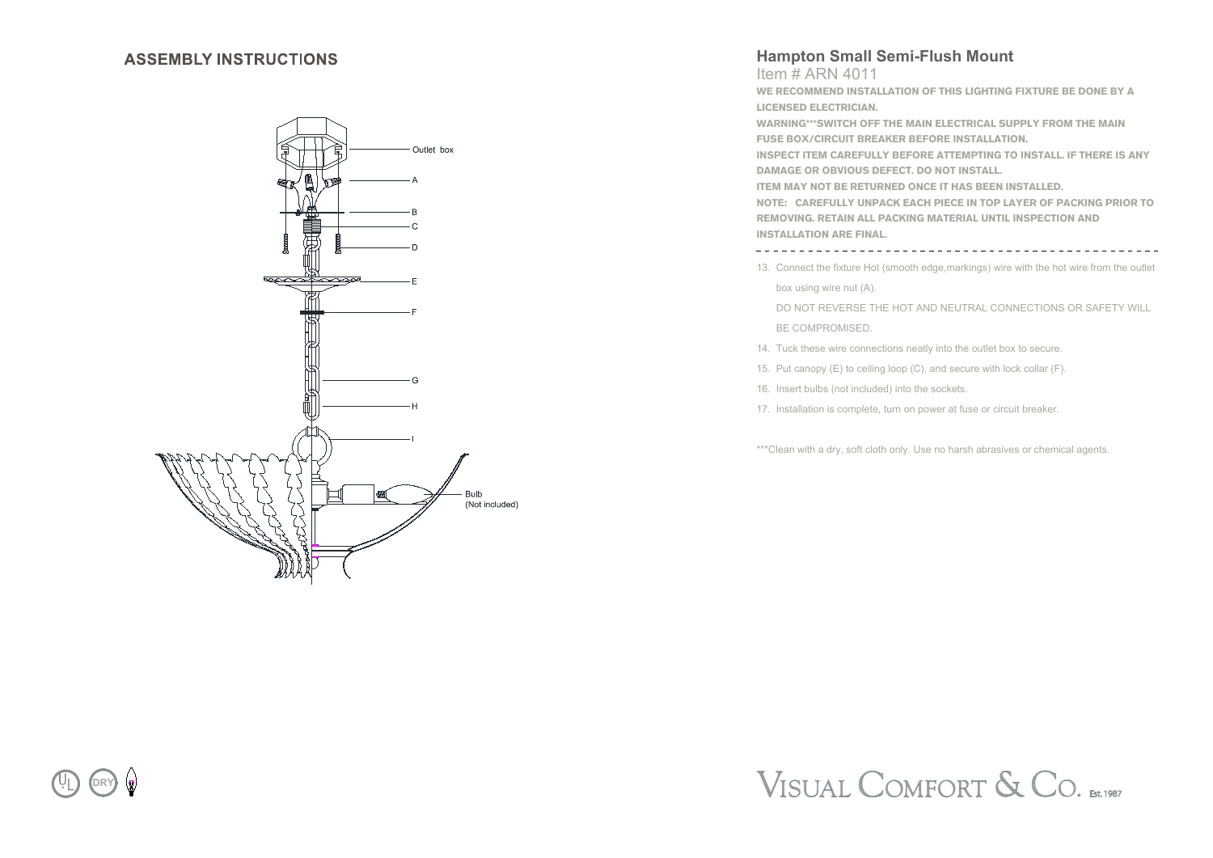## ASSEMBLY INSTRUCTIONS

Outlet box

A

B

C

D

E

F

G

H

I

Bulb
(Not included)

## Hampton Small Semi-Flush Mount

Item # ARN 4011

**WE RECOMMEND INSTALLATION OF THIS LIGHTING FIXTURE BE DONE BY A LICENSED ELECTRICIAN.**

**WARNING***SWITCH OFF THE MAIN ELECTRICAL SUPPLY FROM THE MAIN FUSE BOX/CIRCUIT BREAKER BEFORE INSTALLATION.**

**INSPECT ITEM CAREFULLY BEFORE ATTEMPTING TO INSTALL. IF THERE IS ANY DAMAGE OR OBVIOUS DEFECT. DO NOT INSTALL.**

**ITEM MAY NOT BE RETURNED ONCE IT HAS BEEN INSTALLED.**

**NOTE: CAREFULLY UNPACK EACH PIECE IN TOP LAYER OF PACKING PRIOR TO REMOVING. RETAIN ALL PACKING MATERIAL UNTIL INSPECTION AND INSTALLATION ARE FINAL.**

---

13. Connect the fixture Hot (smooth edge,markings) wire with the hot wire from the outlet box using wire nut (A).

    DO NOT REVERSE THE HOT AND NEUTRAL CONNECTIONS OR SAFETY WILL BE COMPROMISED.

14. Tuck these wire connections neatly into the outlet box to secure.
15. Put canopy (E) to ceiling loop (C), and secure with lock collar (F).
16. Insert bulbs (not included) into the sockets.
17. Installation is complete, turn on power at fuse or circuit breaker.

***Clean with a dry, soft cloth only. Use no harsh abrasives or chemical agents.

DRY

VISUAL COMFORT & CO. Est. 1987